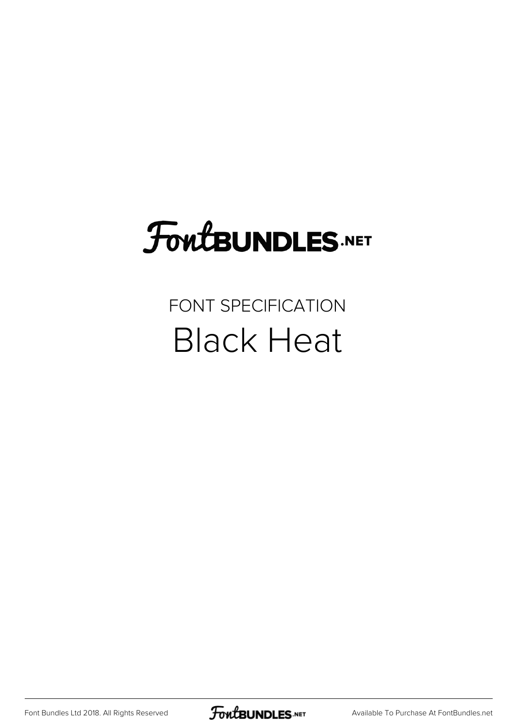# FontBUNDLES.NET

FONT SPECIFICATION

## Black Heat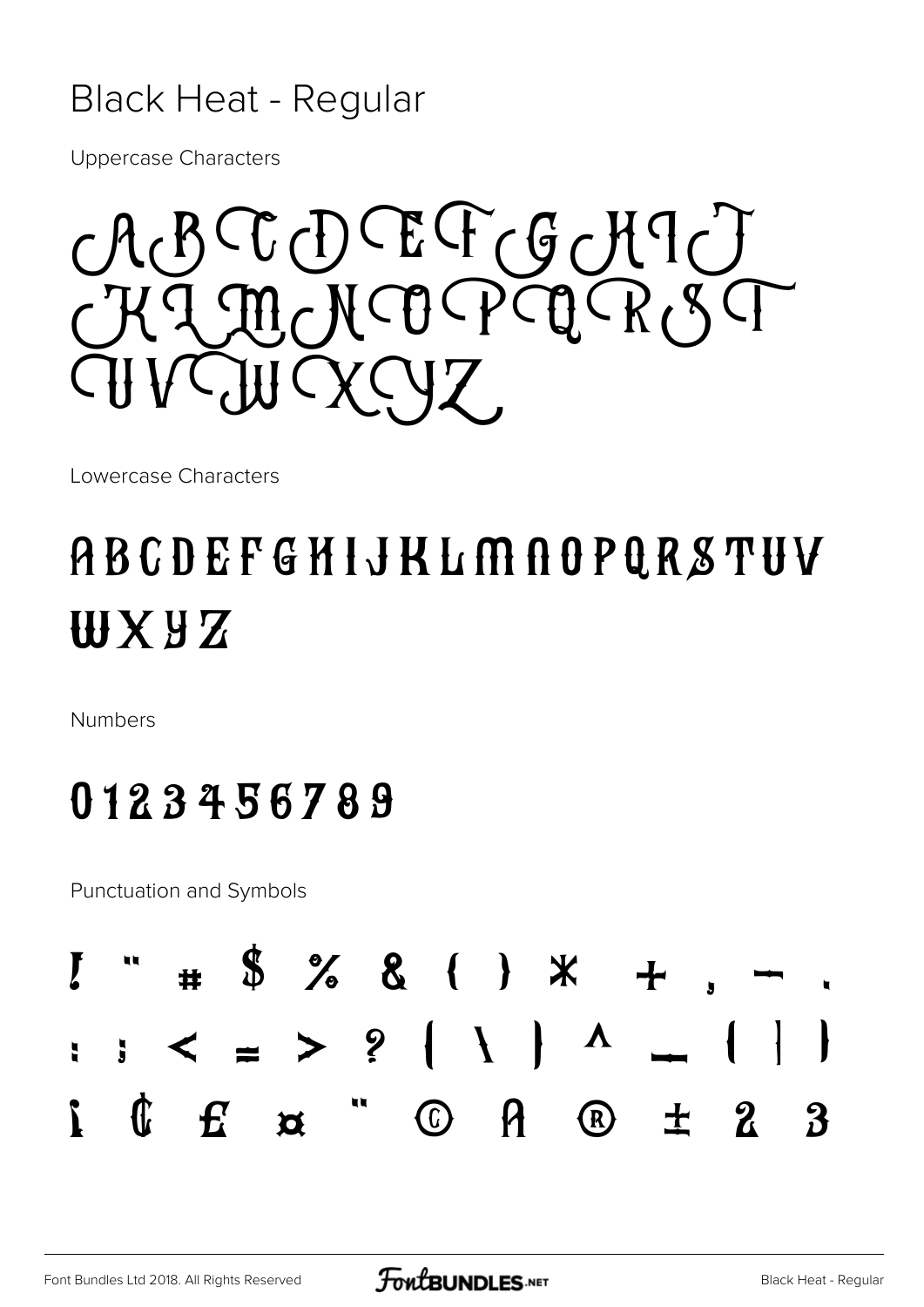# Black Heat - Regular

Uppercase Characters

A B C D E F G H I J
K L M N O P Q R S T
U V W X Y Z

Lowercase Characters

A B C D E F G H I J K L M N O P Q R S T U V
W X Y Z

Numbers

0 1 2 3 4 5 6 7 8 9

Punctuation and Symbols

! " # $ % & ( ) * + , - .
: ; < = > ? [ \ ] ^ _ { | }
¡ ¢ £ ¤ ¨ © ª ® ± ² ³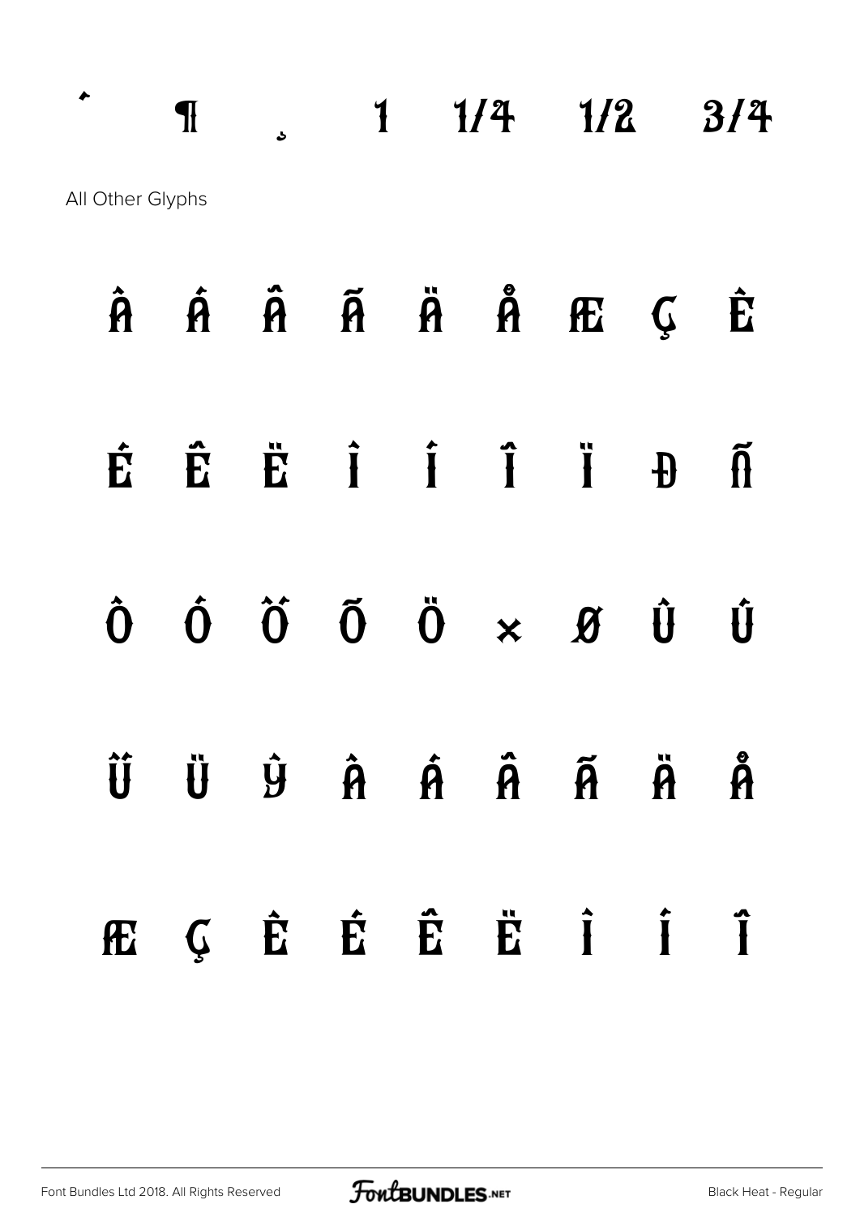´ ¶ ¸ ¹ ¼ ½ ¾

All Other Glyphs

À Á Â Ã Ä Å Æ Ç È

É Ê Ë Ì Í Î Ï Ð Ñ

Ò Ó Ô Õ Ö × Ø Ù Ú

Û Ü Ý à á â ã ä å

æ ç è é ê ë ì í î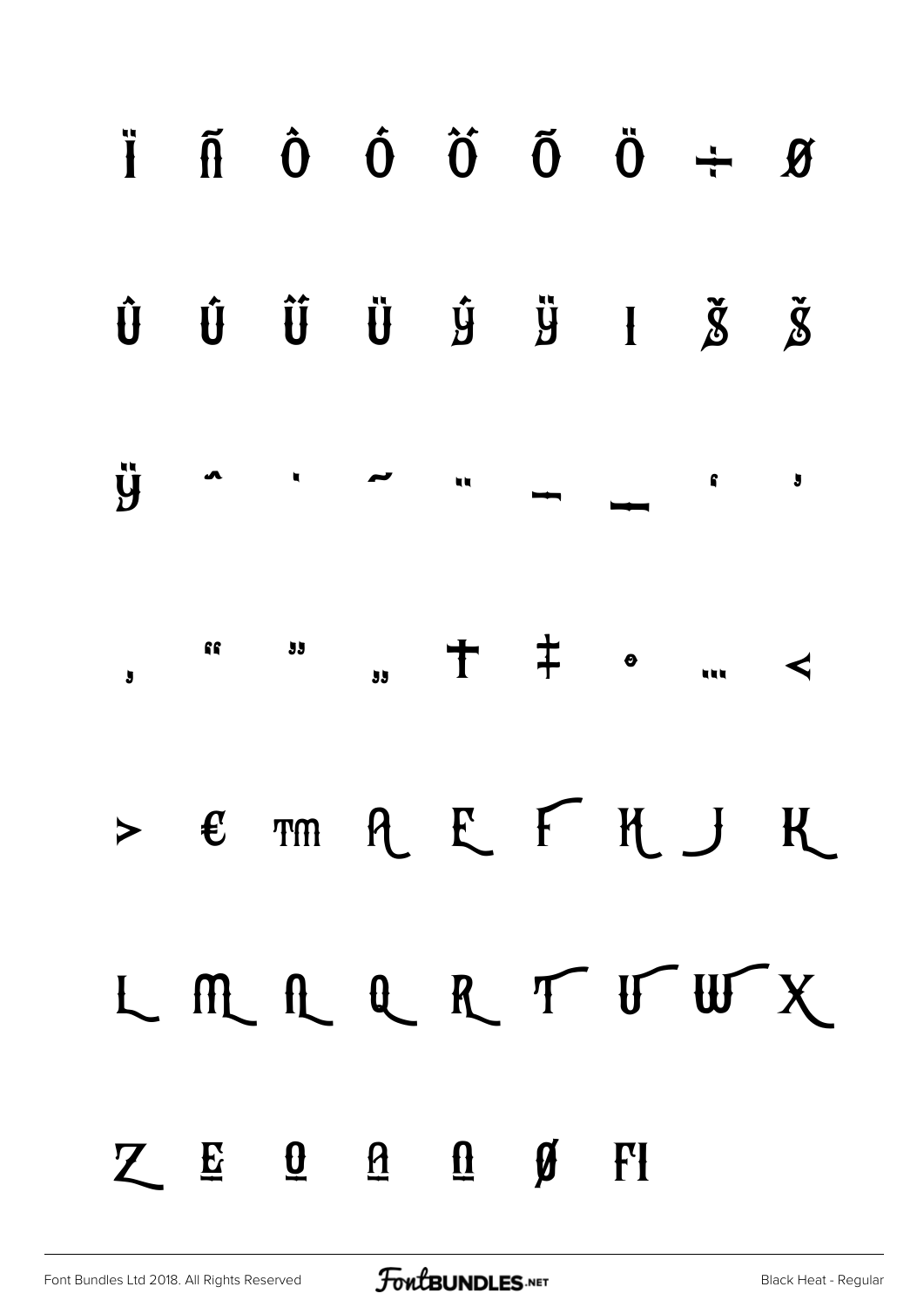Ï Ñ Ò Ó Ô Õ Ö ÷ Ø

Ù Ú Û Ü Ý Ÿ ı Š š

ÿ ˆ ˙ ˜ ¨ – — ' '

‚ " " „ † ‡ • … ‹

› € ™ A E F H J K

L M N Q R T U W X

Z E O A N Ø FI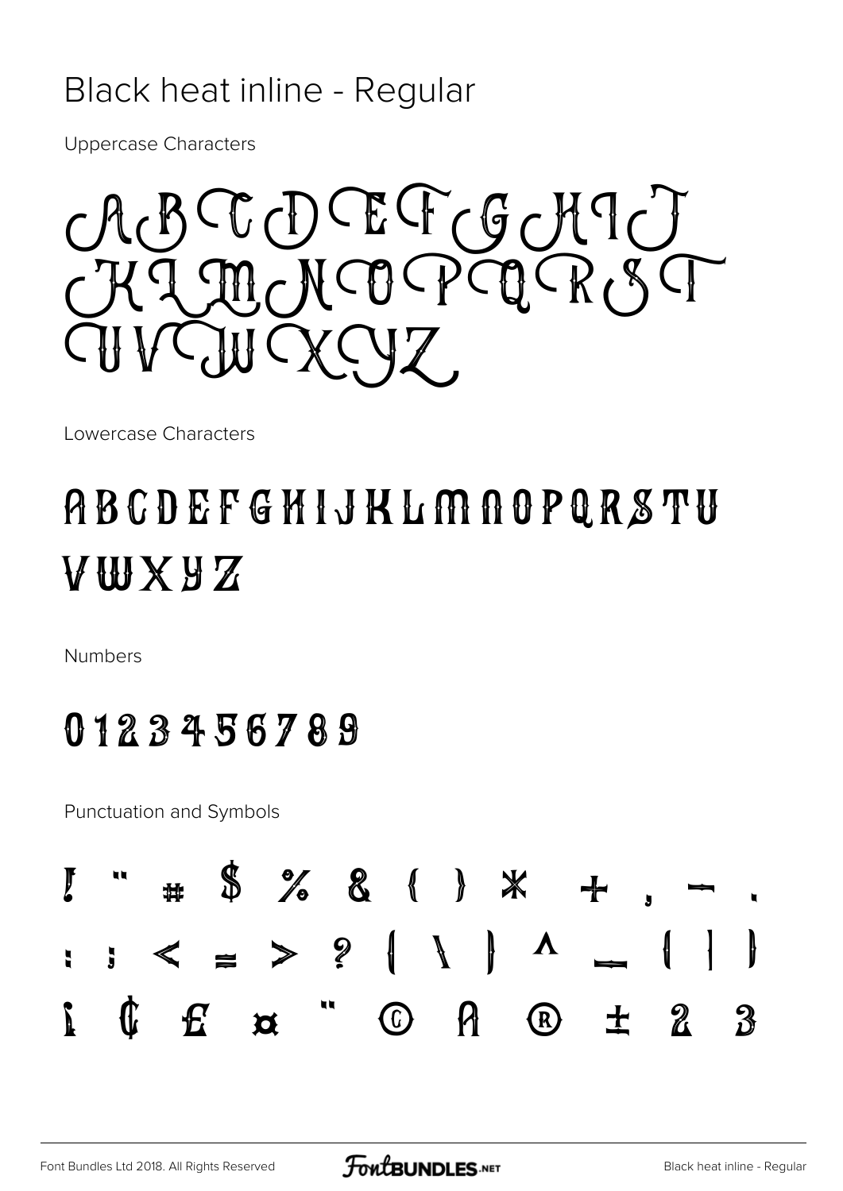# Black heat inline - Regular

Uppercase Characters

ABCDEFGHIJ
KLMNOPQRST
UVWXYZ

Lowercase Characters

ABCDEFGHIJKLMNOPQRSTU
VWXYZ

Numbers

0123456789

Punctuation and Symbols

! " # $ % & ( ) * + , - .
: ; < = > ? [ \ ] ^ _ { | }
¡ ¢ £ ¤ ¨ © ª ® ± ² ³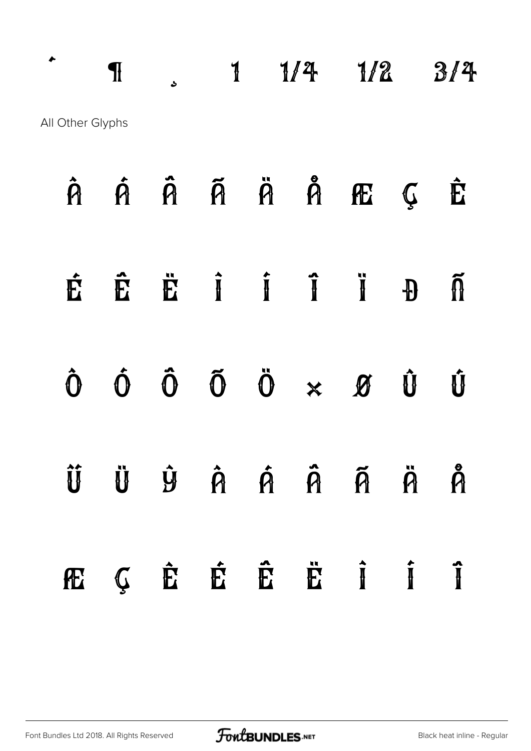´ ¶ ¸ ¹ ¼ ½ ¾

All Other Glyphs

À Á Â Ã Ä Å Æ Ç È

É Ê Ë Ì Í Î Ï Ð Ñ

Ò Ó Ô Õ Ö × Ø Ù Ú

Û Ü Ý à á â ã ä å

æ ç è é ê ë ì í î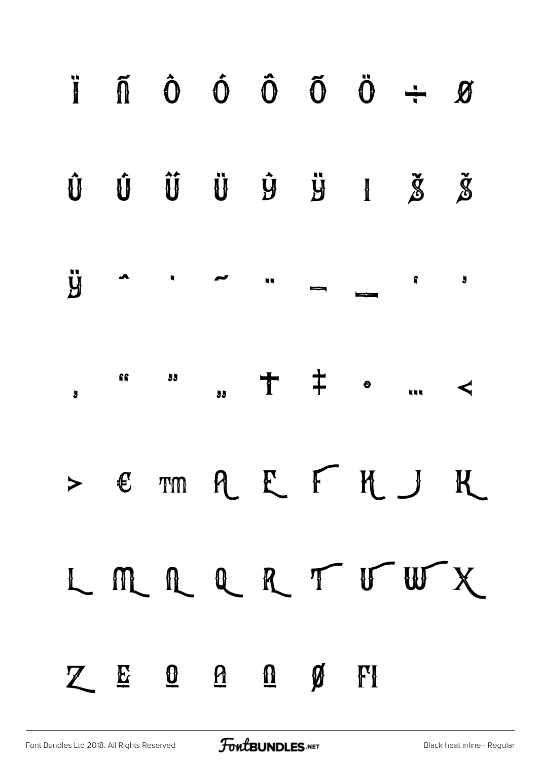Ï Ñ Ò Ó Ô Õ Ö ÷ Ø

Û Ú Û Ü Ý Ÿ ı Š š

ÿ ˆ ˙ ˜ ¨ – — ‘ ’

‚ “ ” „ † ‡ • … ‹

› € ™ A E F H J K

L M N Q R T U W X

Z E O A Ω Ø FI